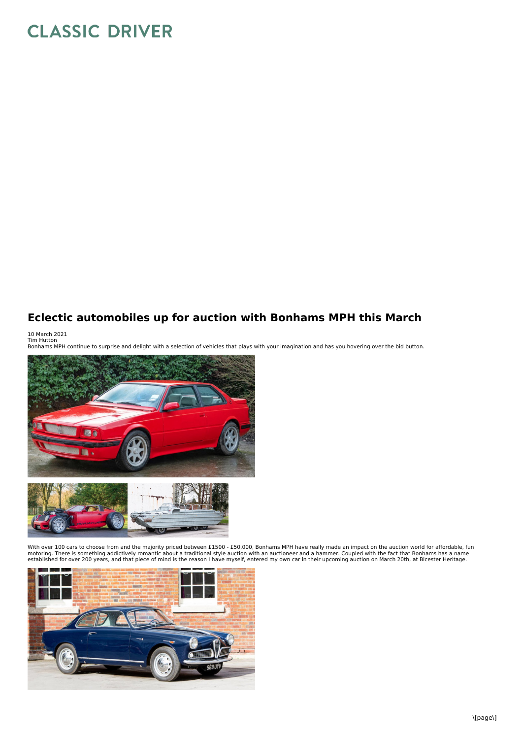# Eclectic automobiles up for auction with Bonhams MPH this March

10 March 2021
Tim Hutton
Bonhams MPH continue to surprise and delight with a selection of vehicles that plays with your imagination and has you hovering over the bid button.

With over 100 cars to choose from and the majority priced between £1500 - £50,000, Bonhams MPH have really made an impact on the auction world for affordable, fun motoring. There is something addictively romantic about a traditional style auction with an auctioneer and a hammer. Coupled with the fact that Bonhams has a name established for over 200 years, and that piece of mind is the reason I have myself, entered my own car in their upcoming auction on March 20th, at Bicester Heritage.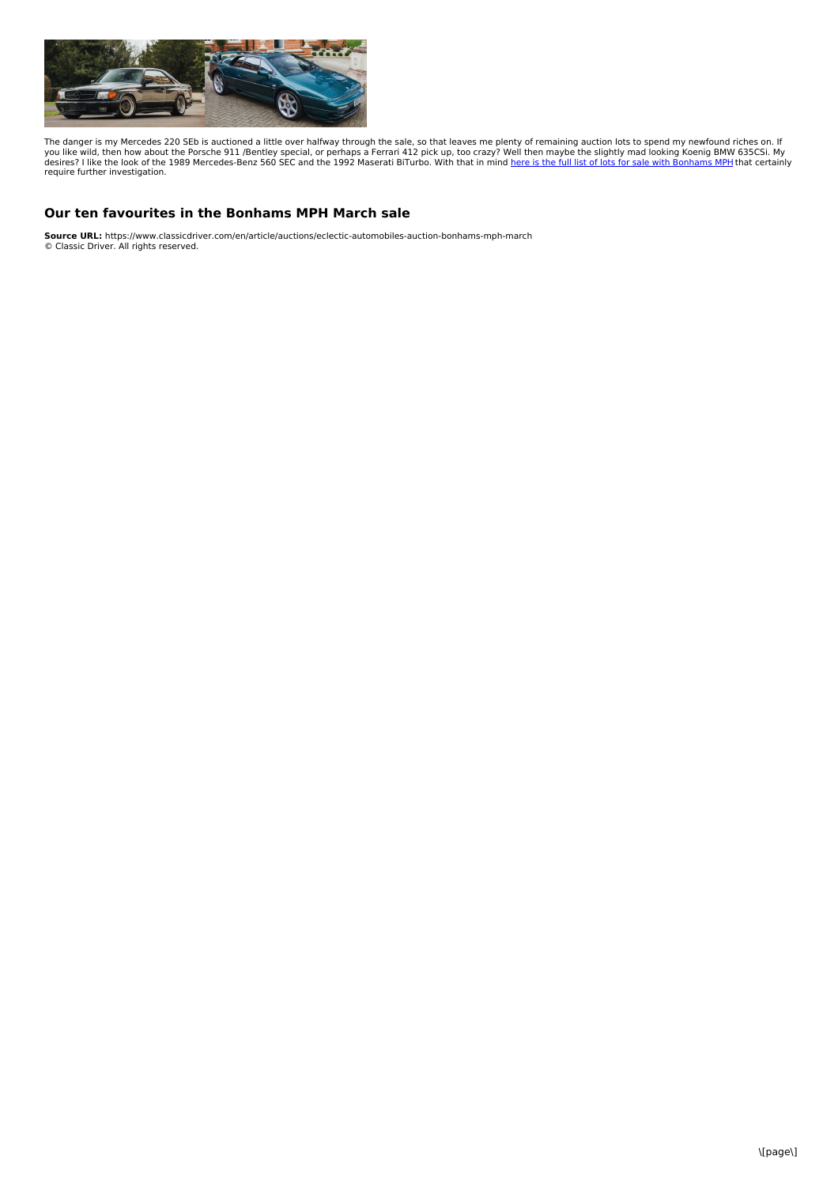The danger is my Mercedes 220 SEb is auctioned a little over halfway through the sale, so that leaves me plenty of remaining auction lots to spend my newfound riches on. If you like wild, then how about the Porsche 911 /Bentley special, or perhaps a Ferrari 412 pick up, too crazy? Well then maybe the slightly mad looking Koenig BMW 635CSi. My desires? I like the look of the 1989 Mercedes-Benz 560 SEC and the 1992 Maserati BiTurbo. With that in mind here is the full list of lots for sale with Bonhams MPH that certainly require further investigation.

## Our ten favourites in the Bonhams MPH March sale

**Source URL:** https://www.classicdriver.com/en/article/auctions/eclectic-automobiles-auction-bonhams-mph-march
© Classic Driver. All rights reserved.